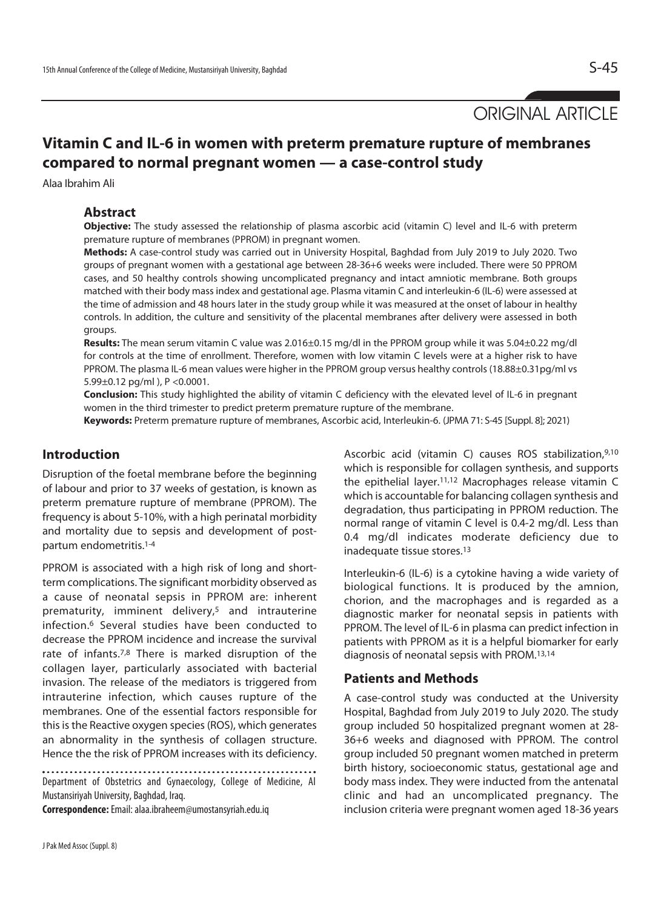ORIGINAL ARTICLE

# Vitamin C and IL-6 in women with preterm premature rupture of membranes compared to normal pregnant women — a case-control study

Alaa Ibrahim Ali

## Abstract

**Objective:** The study assessed the relationship of plasma ascorbic acid (vitamin C) level and IL-6 with preterm premature rupture of membranes (PPROM) in pregnant women.

**Methods:** A case-control study was carried out in University Hospital, Baghdad from July 2019 to July 2020. Two groups of pregnant women with a gestational age between 28-36+6 weeks were included. There were 50 PPROM cases, and 50 healthy controls showing uncomplicated pregnancy and intact amniotic membrane. Both groups matched with their body mass index and gestational age. Plasma vitamin C and interleukin-6 (IL-6) were assessed at the time of admission and 48 hours later in the study group while it was measured at the onset of labour in healthy controls. In addition, the culture and sensitivity of the placental membranes after delivery were assessed in both groups.

**Results:** The mean serum vitamin C value was 2.016±0.15 mg/dl in the PPROM group while it was 5.04±0.22 mg/dl for controls at the time of enrollment. Therefore, women with low vitamin C levels were at a higher risk to have PPROM. The plasma IL-6 mean values were higher in the PPROM group versus healthy controls (18.88±0.31pg/ml vs 5.99±0.12 pg/ml ), P <0.0001.

**Conclusion:** This study highlighted the ability of vitamin C deficiency with the elevated level of IL-6 in pregnant women in the third trimester to predict preterm premature rupture of the membrane.

**Keywords:** Preterm premature rupture of membranes, Ascorbic acid, Interleukin-6. (JPMA 71: S-45 [Suppl. 8]; 2021)

## Introduction

Disruption of the foetal membrane before the beginning of labour and prior to 37 weeks of gestation, is known as preterm premature rupture of membrane (PPROM). The frequency is about 5-10%, with a high perinatal morbidity and mortality due to sepsis and development of post-partum endometritis.[1-4]

PPROM is associated with a high risk of long and short-term complications. The significant morbidity observed as a cause of neonatal sepsis in PPROM are: inherent prematurity, imminent delivery,[5] and intrauterine infection.[6] Several studies have been conducted to decrease the PPROM incidence and increase the survival rate of infants.[7,8] There is marked disruption of the collagen layer, particularly associated with bacterial invasion. The release of the mediators is triggered from intrauterine infection, which causes rupture of the membranes. One of the essential factors responsible for this is the Reactive oxygen species (ROS), which generates an abnormality in the synthesis of collagen structure. Hence the the risk of PPROM increases with its deficiency.

Ascorbic acid (vitamin C) causes ROS stabilization,[9,10] which is responsible for collagen synthesis, and supports the epithelial layer.[11,12] Macrophages release vitamin C which is accountable for balancing collagen synthesis and degradation, thus participating in PPROM reduction. The normal range of vitamin C level is 0.4-2 mg/dl. Less than 0.4 mg/dl indicates moderate deficiency due to inadequate tissue stores.[13]

Interleukin-6 (IL-6) is a cytokine having a wide variety of biological functions. It is produced by the amnion, chorion, and the macrophages and is regarded as a diagnostic marker for neonatal sepsis in patients with PPROM. The level of IL-6 in plasma can predict infection in patients with PPROM as it is a helpful biomarker for early diagnosis of neonatal sepsis with PROM.[13,14]

## Patients and Methods

A case-control study was conducted at the University Hospital, Baghdad from July 2019 to July 2020. The study group included 50 hospitalized pregnant women at 28-36+6 weeks and diagnosed with PPROM. The control group included 50 pregnant women matched in preterm birth history, socioeconomic status, gestational age and body mass index. They were inducted from the antenatal clinic and had an uncomplicated pregnancy. The inclusion criteria were pregnant women aged 18-36 years

Department of Obstetrics and Gynaecology, College of Medicine, Al Mustansiriyah University, Baghdad, Iraq.

**Correspondence:** Email: alaa.ibraheem@umostansyriah.edu.iq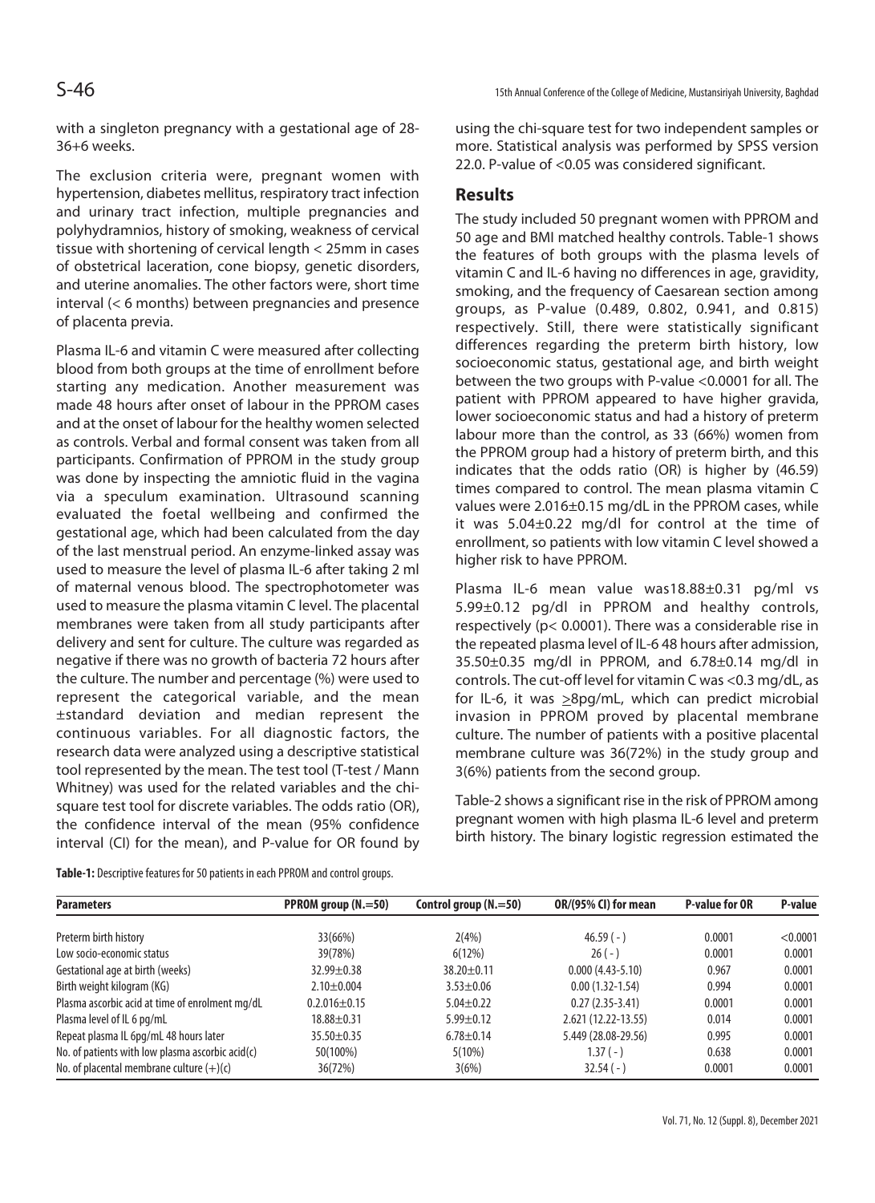with a singleton pregnancy with a gestational age of 28-36+6 weeks.

The exclusion criteria were, pregnant women with hypertension, diabetes mellitus, respiratory tract infection and urinary tract infection, multiple pregnancies and polyhydramnios, history of smoking, weakness of cervical tissue with shortening of cervical length < 25mm in cases of obstetrical laceration, cone biopsy, genetic disorders, and uterine anomalies. The other factors were, short time interval (< 6 months) between pregnancies and presence of placenta previa.

Plasma IL-6 and vitamin C were measured after collecting blood from both groups at the time of enrollment before starting any medication. Another measurement was made 48 hours after onset of labour in the PPROM cases and at the onset of labour for the healthy women selected as controls. Verbal and formal consent was taken from all participants. Confirmation of PPROM in the study group was done by inspecting the amniotic fluid in the vagina via a speculum examination. Ultrasound scanning evaluated the foetal wellbeing and confirmed the gestational age, which had been calculated from the day of the last menstrual period. An enzyme-linked assay was used to measure the level of plasma IL-6 after taking 2 ml of maternal venous blood. The spectrophotometer was used to measure the plasma vitamin C level. The placental membranes were taken from all study participants after delivery and sent for culture. The culture was regarded as negative if there was no growth of bacteria 72 hours after the culture. The number and percentage (%) were used to represent the categorical variable, and the mean ±standard deviation and median represent the continuous variables. For all diagnostic factors, the research data were analyzed using a descriptive statistical tool represented by the mean. The test tool (T-test / Mann Whitney) was used for the related variables and the chi-square test tool for discrete variables. The odds ratio (OR), the confidence interval of the mean (95% confidence interval (CI) for the mean), and P-value for OR found by using the chi-square test for two independent samples or more. Statistical analysis was performed by SPSS version 22.0. P-value of <0.05 was considered significant.

## Results

The study included 50 pregnant women with PPROM and 50 age and BMI matched healthy controls. Table-1 shows the features of both groups with the plasma levels of vitamin C and IL-6 having no differences in age, gravidity, smoking, and the frequency of Caesarean section among groups, as P-value (0.489, 0.802, 0.941, and 0.815) respectively. Still, there were statistically significant differences regarding the preterm birth history, low socioeconomic status, gestational age, and birth weight between the two groups with P-value <0.0001 for all. The patient with PPROM appeared to have higher gravida, lower socioeconomic status and had a history of preterm labour more than the control, as 33 (66%) women from the PPROM group had a history of preterm birth, and this indicates that the odds ratio (OR) is higher by (46.59) times compared to control. The mean plasma vitamin C values were 2.016±0.15 mg/dL in the PPROM cases, while it was 5.04±0.22 mg/dL for control at the time of enrollment, so patients with low vitamin C level showed a higher risk to have PPROM.

Plasma IL-6 mean value was18.88±0.31 pg/ml vs 5.99±0.12 pg/dl in PPROM and healthy controls, respectively (p< 0.0001). There was a considerable rise in the repeated plasma level of IL-6 48 hours after admission, 35.50±0.35 mg/dl in PPROM, and 6.78±0.14 mg/dl in controls. The cut-off level for vitamin C was <0.3 mg/dL, as for IL-6, it was ≥8pg/mL, which can predict microbial invasion in PPROM proved by placental membrane culture. The number of patients with a positive placental membrane culture was 36(72%) in the study group and 3(6%) patients from the second group.

Table-2 shows a significant rise in the risk of PPROM among pregnant women with high plasma IL-6 level and preterm birth history. The binary logistic regression estimated the

**Table-1:** Descriptive features for 50 patients in each PPROM and control groups.

| Parameters | PPROM group (N.=50) | Control group (N.=50) | OR/(95% CI) for mean | P-value for OR | P-value |
|---|---|---|---|---|---|
| Preterm birth history | 33(66%) | 2(4%) | 46.59 ( - ) | 0.0001 | <0.0001 |
| Low socio-economic status | 39(78%) | 6(12%) | 26 ( - ) | 0.0001 | 0.0001 |
| Gestational age at birth (weeks) | 32.99±0.38 | 38.20±0.11 | 0.000 (4.43-5.10) | 0.967 | 0.0001 |
| Birth weight kilogram (KG) | 2.10±0.004 | 3.53±0.06 | 0.00 (1.32-1.54) | 0.994 | 0.0001 |
| Plasma ascorbic acid at time of enrolment mg/dL | 0.2.016±0.15 | 5.04±0.22 | 0.27 (2.35-3.41) | 0.0001 | 0.0001 |
| Plasma level of IL 6 pg/mL | 18.88±0.31 | 5.99±0.12 | 2.621 (12.22-13.55) | 0.014 | 0.0001 |
| Repeat plasma IL 6pg/mL 48 hours later | 35.50±0.35 | 6.78±0.14 | 5.449 (28.08-29.56) | 0.995 | 0.0001 |
| No. of patients with low plasma ascorbic acid(c) | 50(100%) | 5(10%) | 1.37 ( - ) | 0.638 | 0.0001 |
| No. of placental membrane culture (+)(c) | 36(72%) | 3(6%) | 32.54 ( - ) | 0.0001 | 0.0001 |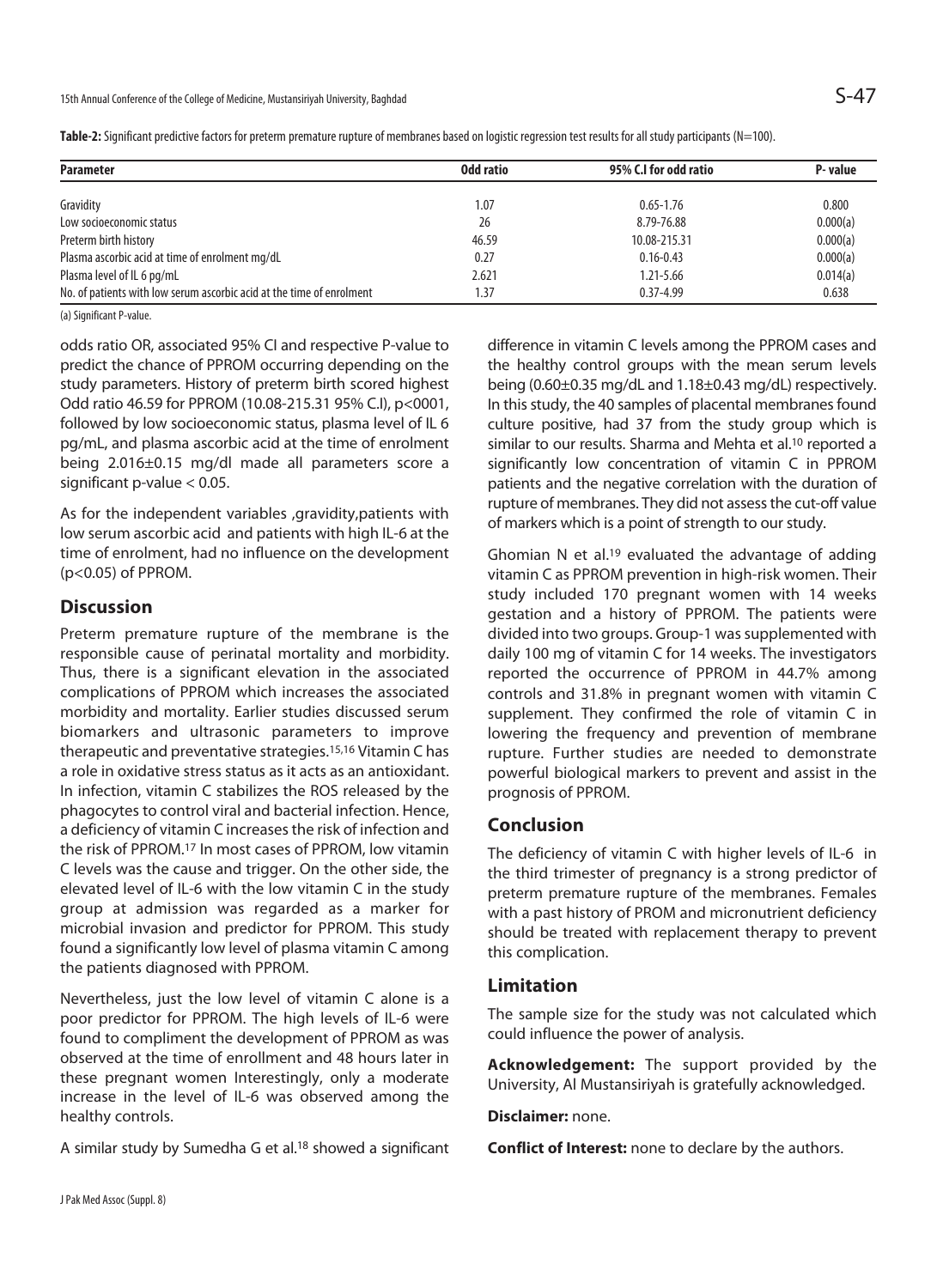**Table-2:** Significant predictive factors for preterm premature rupture of membranes based on logistic regression test results for all study participants (N=100).

| Parameter | Odd ratio | 95% C.I for odd ratio | P- value |
|---|---|---|---|
| Gravidity | 1.07 | 0.65-1.76 | 0.800 |
| Low socioeconomic status | 26 | 8.79-76.88 | 0.000(a) |
| Preterm birth history | 46.59 | 10.08-215.31 | 0.000(a) |
| Plasma ascorbic acid at time of enrolment mg/dL | 0.27 | 0.16-0.43 | 0.000(a) |
| Plasma level of IL 6 pg/mL | 2.621 | 1.21-5.66 | 0.014(a) |
| No. of patients with low serum ascorbic acid at the time of enrolment | 1.37 | 0.37-4.99 | 0.638 |

(a) Significant P-value.

odds ratio OR, associated 95% CI and respective P-value to predict the chance of PPROM occurring depending on the study parameters. History of preterm birth scored highest Odd ratio 46.59 for PPROM (10.08-215.31 95% C.I), p<0001, followed by low socioeconomic status, plasma level of IL 6 pg/mL, and plasma ascorbic acid at the time of enrolment being 2.016±0.15 mg/dl made all parameters score a significant p-value < 0.05.

As for the independent variables ,gravidity,patients with low serum ascorbic acid and patients with high IL-6 at the time of enrolment, had no influence on the development (p<0.05) of PPROM.

## Discussion

Preterm premature rupture of the membrane is the responsible cause of perinatal mortality and morbidity. Thus, there is a significant elevation in the associated complications of PPROM which increases the associated morbidity and mortality. Earlier studies discussed serum biomarkers and ultrasonic parameters to improve therapeutic and preventative strategies.[15,16] Vitamin C has a role in oxidative stress status as it acts as an antioxidant. In infection, vitamin C stabilizes the ROS released by the phagocytes to control viral and bacterial infection. Hence, a deficiency of vitamin C increases the risk of infection and the risk of PPROM.[17] In most cases of PPROM, low vitamin C levels was the cause and trigger. On the other side, the elevated level of IL-6 with the low vitamin C in the study group at admission was regarded as a marker for microbial invasion and predictor for PPROM. This study found a significantly low level of plasma vitamin C among the patients diagnosed with PPROM.

Nevertheless, just the low level of vitamin C alone is a poor predictor for PPROM. The high levels of IL-6 were found to compliment the development of PPROM as was observed at the time of enrollment and 48 hours later in these pregnant women Interestingly, only a moderate increase in the level of IL-6 was observed among the healthy controls.

A similar study by Sumedha G et al.[18] showed a significant difference in vitamin C levels among the PPROM cases and the healthy control groups with the mean serum levels being (0.60±0.35 mg/dL and 1.18±0.43 mg/dL) respectively. In this study, the 40 samples of placental membranes found culture positive, had 37 from the study group which is similar to our results. Sharma and Mehta et al.[10] reported a significantly low concentration of vitamin C in PPROM patients and the negative correlation with the duration of rupture of membranes. They did not assess the cut-off value of markers which is a point of strength to our study.

Ghomian N et al.[19] evaluated the advantage of adding vitamin C as PPROM prevention in high-risk women. Their study included 170 pregnant women with 14 weeks gestation and a history of PPROM. The patients were divided into two groups. Group-1 was supplemented with daily 100 mg of vitamin C for 14 weeks. The investigators reported the occurrence of PPROM in 44.7% among controls and 31.8% in pregnant women with vitamin C supplement. They confirmed the role of vitamin C in lowering the frequency and prevention of membrane rupture. Further studies are needed to demonstrate powerful biological markers to prevent and assist in the prognosis of PPROM.

## Conclusion

The deficiency of vitamin C with higher levels of IL-6 in the third trimester of pregnancy is a strong predictor of preterm premature rupture of the membranes. Females with a past history of PROM and micronutrient deficiency should be treated with replacement therapy to prevent this complication.

## Limitation

The sample size for the study was not calculated which could influence the power of analysis.

**Acknowledgement:** The support provided by the University, Al Mustansiriyah is gratefully acknowledged.

**Disclaimer:** none.

**Conflict of Interest:** none to declare by the authors.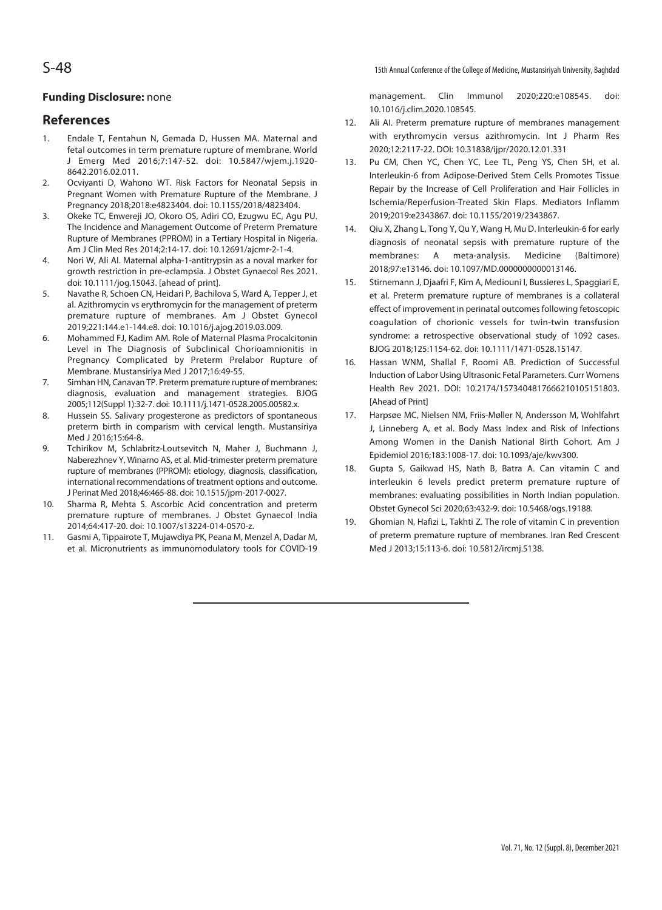**Funding Disclosure:** none

## References

1. Endale T, Fentahun N, Gemada D, Hussen MA. Maternal and fetal outcomes in term premature rupture of membrane. World J Emerg Med 2016;7:147-52. doi: 10.5847/wjem.j.1920-8642.2016.02.011.
2. Ocviyanti D, Wahono WT. Risk Factors for Neonatal Sepsis in Pregnant Women with Premature Rupture of the Membrane. J Pregnancy 2018;2018:e4823404. doi: 10.1155/2018/4823404.
3. Okeke TC, Enwereji JO, Okoro OS, Adiri CO, Ezugwu EC, Agu PU. The Incidence and Management Outcome of Preterm Premature Rupture of Membranes (PPROM) in a Tertiary Hospital in Nigeria. Am J Clin Med Res 2014;2:14-17. doi: 10.12691/ajcmr-2-1-4.
4. Nori W, Ali AI. Maternal alpha-1-antitrypsin as a noval marker for growth restriction in pre-eclampsia. J Obstet Gynaecol Res 2021. doi: 10.1111/jog.15043. [ahead of print].
5. Navathe R, Schoen CN, Heidari P, Bachilova S, Ward A, Tepper J, et al. Azithromycin vs erythromycin for the management of preterm premature rupture of membranes. Am J Obstet Gynecol 2019;221:144.e1-144.e8. doi: 10.1016/j.ajog.2019.03.009.
6. Mohammed FJ, Kadim AM. Role of Maternal Plasma Procalcitonin Level in The Diagnosis of Subclinical Chorioamnionitis in Pregnancy Complicated by Preterm Prelabor Rupture of Membrane. Mustansiriya Med J 2017;16:49-55.
7. Simhan HN, Canavan TP. Preterm premature rupture of membranes: diagnosis, evaluation and management strategies. BJOG 2005;112(Suppl 1):32-7. doi: 10.1111/j.1471-0528.2005.00582.x.
8. Hussein SS. Salivary progesterone as predictors of spontaneous preterm birth in comparism with cervical length. Mustansiriya Med J 2016;15:64-8.
9. Tchirikov M, Schlabritz-Loutsevitch N, Maher J, Buchmann J, Naberezhnev Y, Winarno AS, et al. Mid-trimester preterm premature rupture of membranes (PPROM): etiology, diagnosis, classification, international recommendations of treatment options and outcome. J Perinat Med 2018;46:465-88. doi: 10.1515/jpm-2017-0027.
10. Sharma R, Mehta S. Ascorbic Acid concentration and preterm premature rupture of membranes. J Obstet Gynaecol India 2014;64:417-20. doi: 10.1007/s13224-014-0570-z.
11. Gasmi A, Tippairote T, Mujawdiya PK, Peana M, Menzel A, Dadar M, et al. Micronutrients as immunomodulatory tools for COVID-19 management. Clin Immunol 2020;220:e108545. doi: 10.1016/j.clim.2020.108545.
12. Ali AI. Preterm premature rupture of membranes management with erythromycin versus azithromycin. Int J Pharm Res 2020;12:2117-22. DOI: 10.31838/ijpr/2020.12.01.331
13. Pu CM, Chen YC, Chen YC, Lee TL, Peng YS, Chen SH, et al. Interleukin-6 from Adipose-Derived Stem Cells Promotes Tissue Repair by the Increase of Cell Proliferation and Hair Follicles in Ischemia/Reperfusion-Treated Skin Flaps. Mediators Inflamm 2019;2019:e2343867. doi: 10.1155/2019/2343867.
14. Qiu X, Zhang L, Tong Y, Qu Y, Wang H, Mu D. Interleukin-6 for early diagnosis of neonatal sepsis with premature rupture of the membranes: A meta-analysis. Medicine (Baltimore) 2018;97:e13146. doi: 10.1097/MD.0000000000013146.
15. Stirnemann J, Djaafri F, Kim A, Mediouni I, Bussieres L, Spaggiari E, et al. Preterm premature rupture of membranes is a collateral effect of improvement in perinatal outcomes following fetoscopic coagulation of chorionic vessels for twin-twin transfusion syndrome: a retrospective observational study of 1092 cases. BJOG 2018;125:1154-62. doi: 10.1111/1471-0528.15147.
16. Hassan WNM, Shallal F, Roomi AB. Prediction of Successful Induction of Labor Using Ultrasonic Fetal Parameters. Curr Womens Health Rev 2021. DOI: 10.2174/1573404817666210105151803. [Ahead of Print]
17. Harpsøe MC, Nielsen NM, Friis-Møller N, Andersson M, Wohlfahrt J, Linneberg A, et al. Body Mass Index and Risk of Infections Among Women in the Danish National Birth Cohort. Am J Epidemiol 2016;183:1008-17. doi: 10.1093/aje/kwv300.
18. Gupta S, Gaikwad HS, Nath B, Batra A. Can vitamin C and interleukin 6 levels predict preterm premature rupture of membranes: evaluating possibilities in North Indian population. Obstet Gynecol Sci 2020;63:432-9. doi: 10.5468/ogs.19188.
19. Ghomian N, Hafizi L, Takhti Z. The role of vitamin C in prevention of preterm premature rupture of membranes. Iran Red Crescent Med J 2013;15:113-6. doi: 10.5812/ircmj.5138.